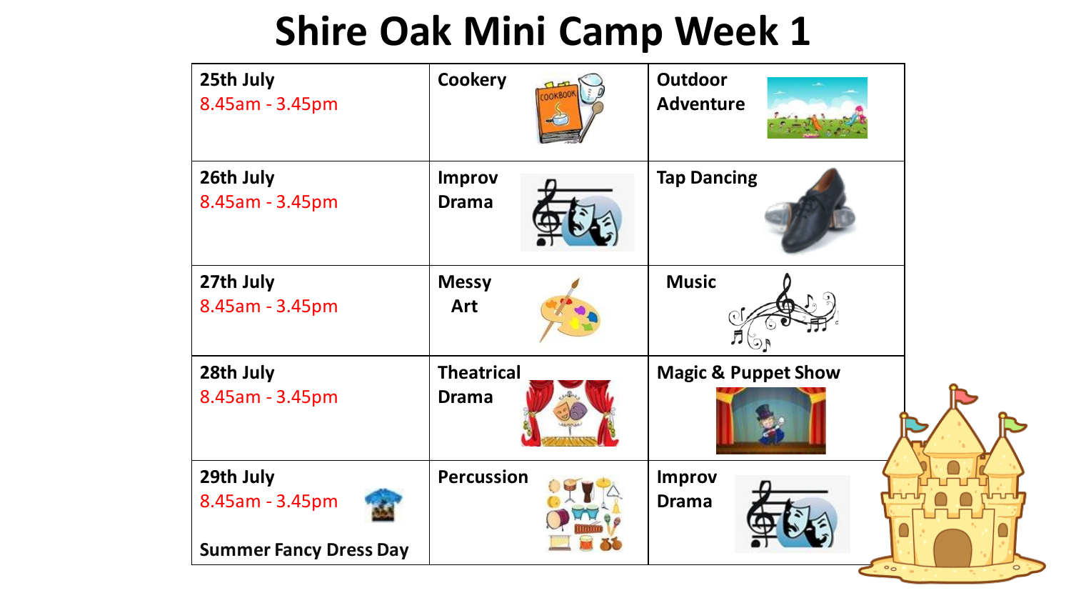# Shire Oak Mini Camp Week 1

| Date | Morning | Afternoon |
|---|---|---|
| **25th July** 8.45am - 3.45pm | **Cookery** | **Outdoor Adventure** |
| **26th July** 8.45am - 3.45pm | **Improv Drama** | **Tap Dancing** |
| **27th July** 8.45am - 3.45pm | **Messy Art** | **Music** |
| **28th July** 8.45am - 3.45pm | **Theatrical Drama** | **Magic & Puppet Show** |
| **29th July** 8.45am - 3.45pm **Summer Fancy Dress Day** | **Percussion** | **Improv Drama** |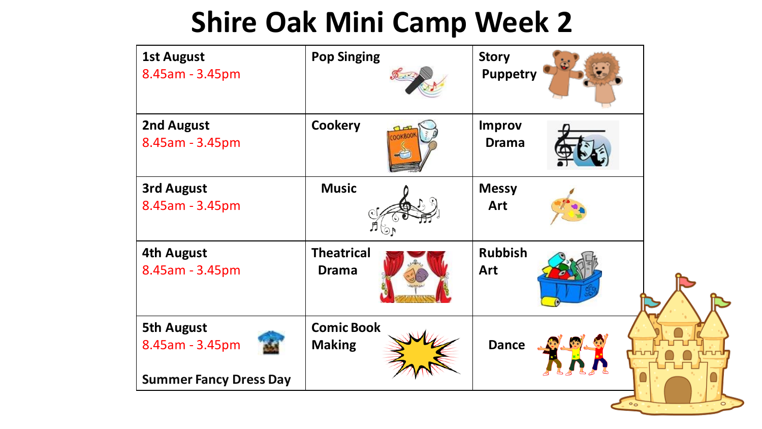# Shire Oak Mini Camp Week 2

| | | |
|---|---|---|
| 1st August 8.45am - 3.45pm | Pop Singing | Story Puppetry |
| 2nd August 8.45am - 3.45pm | Cookery | Improv Drama |
| 3rd August 8.45am - 3.45pm | Music | Messy Art |
| 4th August 8.45am - 3.45pm | Theatrical Drama | Rubbish Art |
| 5th August 8.45am - 3.45pm Summer Fancy Dress Day | Comic Book Making | Dance |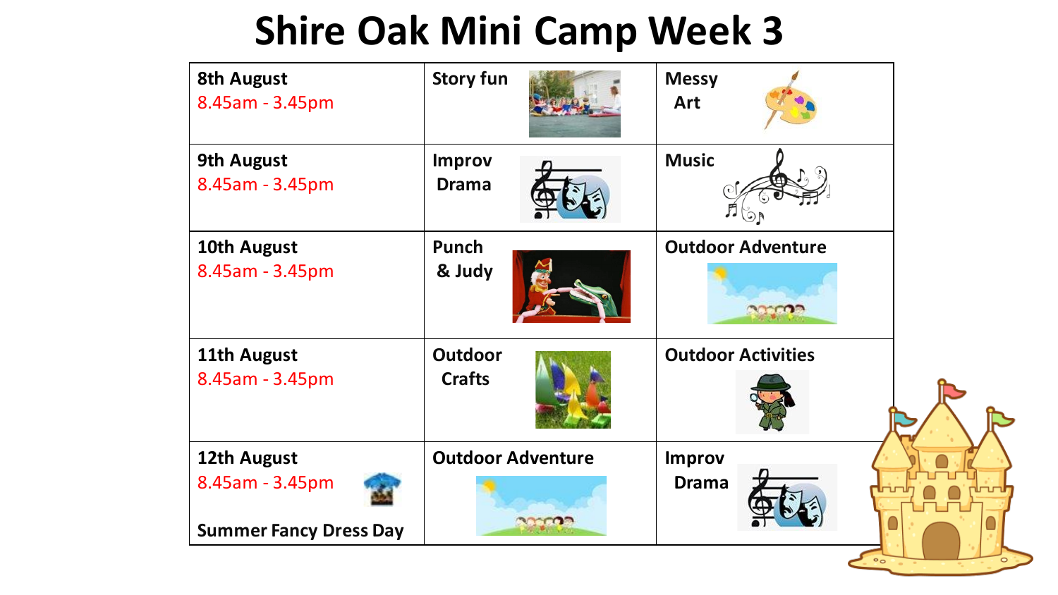# Shire Oak Mini Camp Week 3

| | | |
|---|---|---|
| **8th August** 8.45am - 3.45pm | **Story fun** | **Messy Art** |
| **9th August** 8.45am - 3.45pm | **Improv Drama** | **Music** |
| **10th August** 8.45am - 3.45pm | **Punch & Judy** | **Outdoor Adventure** |
| **11th August** 8.45am - 3.45pm | **Outdoor Crafts** | **Outdoor Activities** |
| **12th August** 8.45am - 3.45pm **Summer Fancy Dress Day** | **Outdoor Adventure** | **Improv Drama** |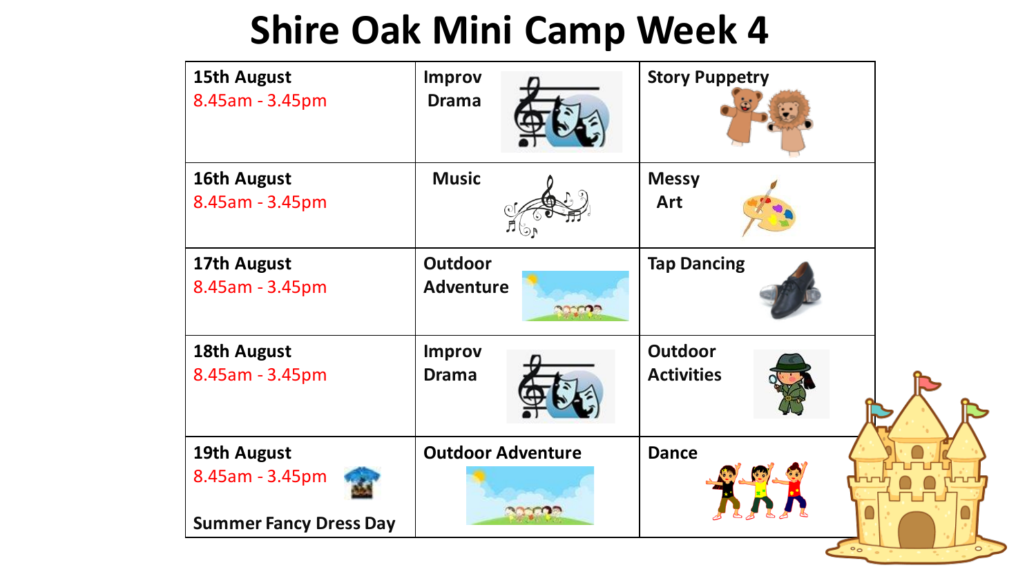# Shire Oak Mini Camp Week 4

| Date | Morning | Afternoon |
| --- | --- | --- |
| **15th August** 8.45am - 3.45pm | **Improv Drama** | **Story Puppetry** |
| **16th August** 8.45am - 3.45pm | **Music** | **Messy Art** |
| **17th August** 8.45am - 3.45pm | **Outdoor Adventure** | **Tap Dancing** |
| **18th August** 8.45am - 3.45pm | **Improv Drama** | **Outdoor Activities** |
| **19th August** 8.45am - 3.45pm **Summer Fancy Dress Day** | **Outdoor Adventure** | **Dance** |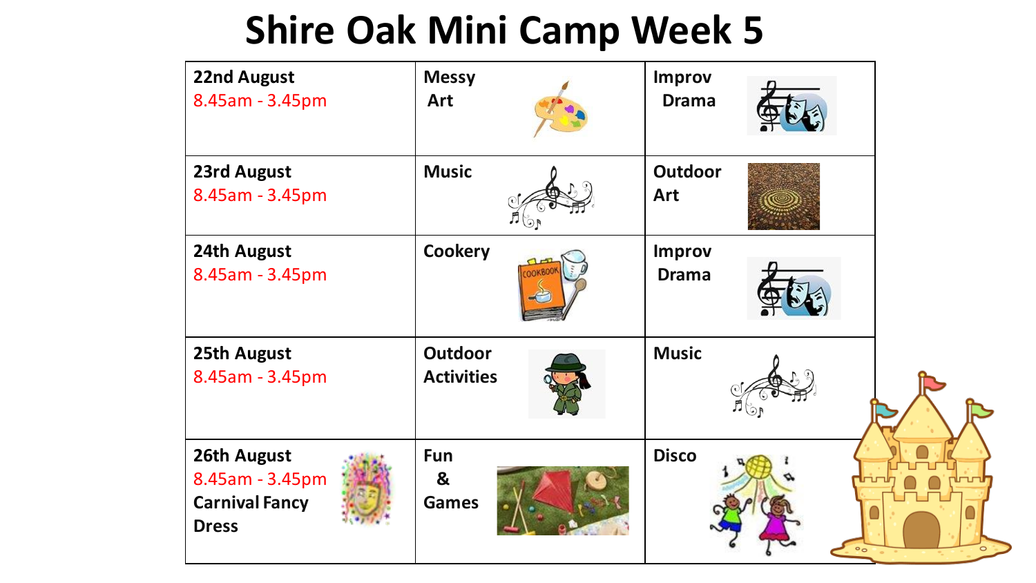# Shire Oak Mini Camp Week 5

| | | |
|---|---|---|
| **22nd August** 8.45am - 3.45pm | **Messy Art** | **Improv Drama** |
| **23rd August** 8.45am - 3.45pm | **Music** | **Outdoor Art** |
| **24th August** 8.45am - 3.45pm | **Cookery** | **Improv Drama** |
| **25th August** 8.45am - 3.45pm | **Outdoor Activities** | **Music** |
| **26th August** 8.45am - 3.45pm **Carnival Fancy Dress** | **Fun & Games** | **Disco** |